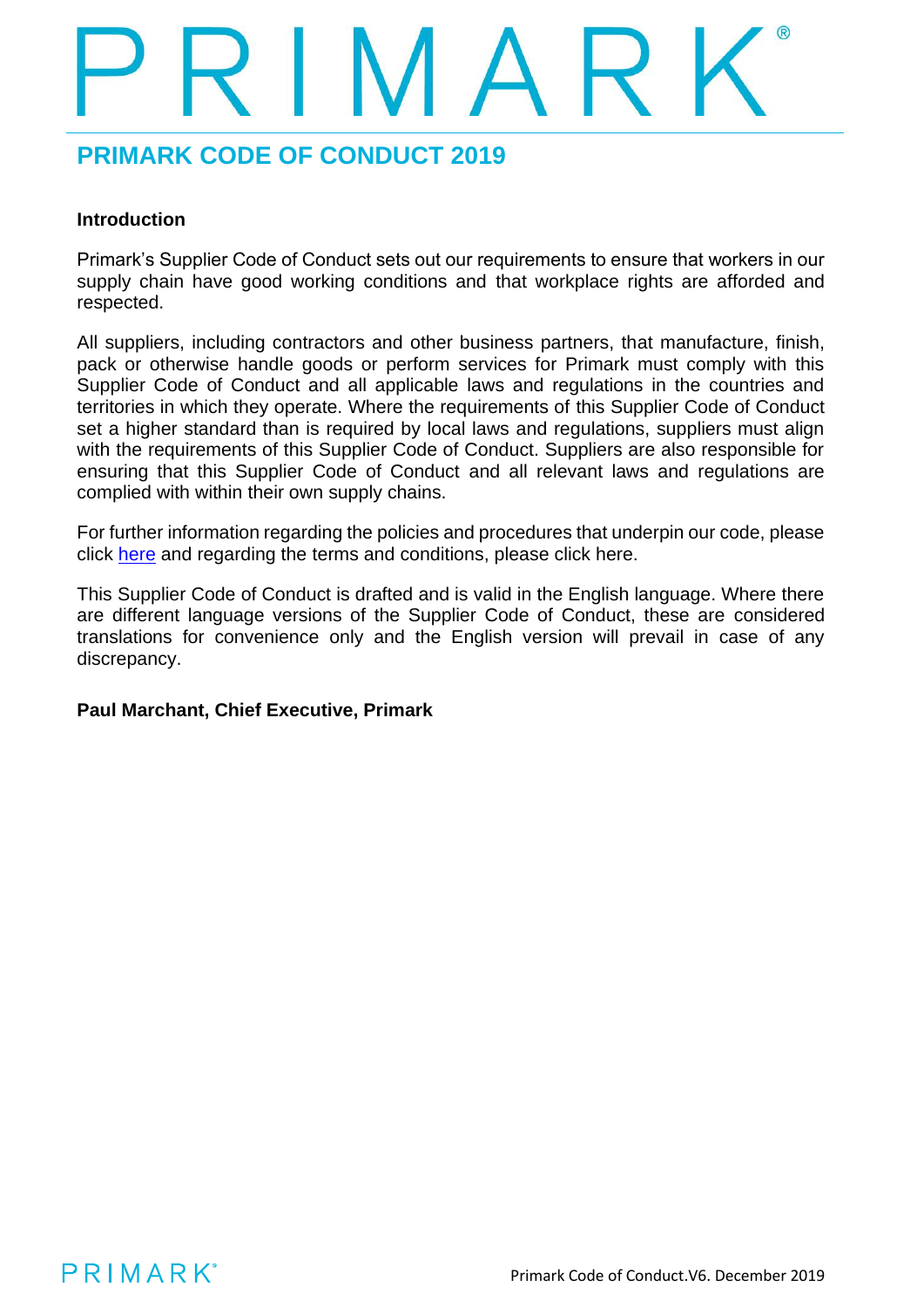# PRIMARK CODE OF CONDUCT 2019

## Introduction

Primark's Supplier Code of Conduct sets out our requirements to ensure that workers in our supply chain have good working conditions and that workplace rights are afforded and respected.

All suppliers, including contractors and other business partners, that manufacture, finish, pack or otherwise handle goods or perform services for Primark must comply with this Supplier Code of Conduct and all applicable laws and regulations in the countries and territories in which they operate. Where the requirements of this Supplier Code of Conduct set a higher standard than is required by local laws and regulations, suppliers must align with the requirements of this Supplier Code of Conduct. Suppliers are also responsible for ensuring that this Supplier Code of Conduct and all relevant laws and regulations are complied with within their own supply chains.

For further information regarding the policies and procedures that underpin our code, please click here and regarding the terms and conditions, please click here.

This Supplier Code of Conduct is drafted and is valid in the English language. Where there are different language versions of the Supplier Code of Conduct, these are considered translations for convenience only and the English version will prevail in case of any discrepancy.

**Paul Marchant, Chief Executive, Primark**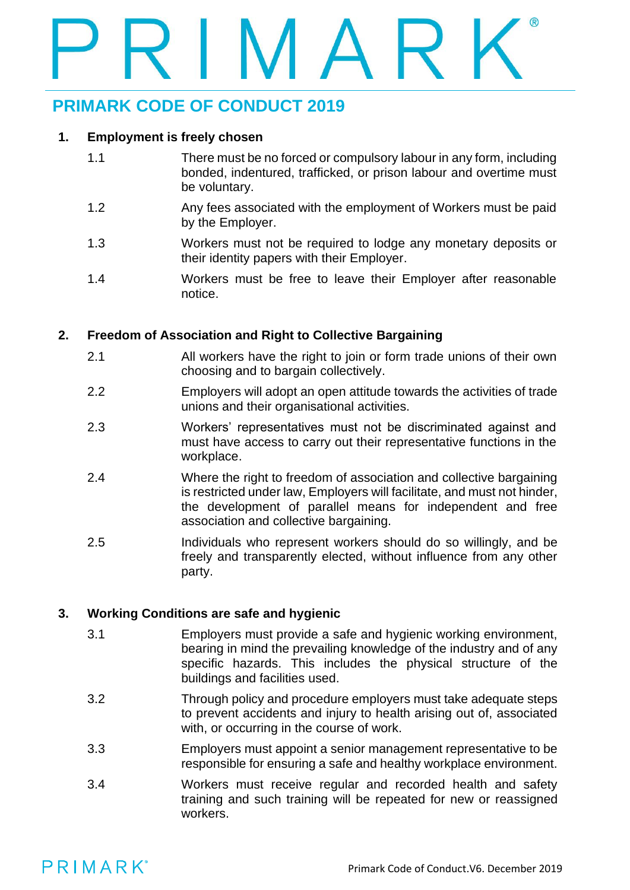# PRIMARK CODE OF CONDUCT 2019

## 1. Employment is freely chosen

1.1 There must be no forced or compulsory labour in any form, including bonded, indentured, trafficked, or prison labour and overtime must be voluntary.

1.2 Any fees associated with the employment of Workers must be paid by the Employer.

1.3 Workers must not be required to lodge any monetary deposits or their identity papers with their Employer.

1.4 Workers must be free to leave their Employer after reasonable notice.

## 2. Freedom of Association and Right to Collective Bargaining

2.1 All workers have the right to join or form trade unions of their own choosing and to bargain collectively.

2.2 Employers will adopt an open attitude towards the activities of trade unions and their organisational activities.

2.3 Workers' representatives must not be discriminated against and must have access to carry out their representative functions in the workplace.

2.4 Where the right to freedom of association and collective bargaining is restricted under law, Employers will facilitate, and must not hinder, the development of parallel means for independent and free association and collective bargaining.

2.5 Individuals who represent workers should do so willingly, and be freely and transparently elected, without influence from any other party.

## 3. Working Conditions are safe and hygienic

3.1 Employers must provide a safe and hygienic working environment, bearing in mind the prevailing knowledge of the industry and of any specific hazards. This includes the physical structure of the buildings and facilities used.

3.2 Through policy and procedure employers must take adequate steps to prevent accidents and injury to health arising out of, associated with, or occurring in the course of work.

3.3 Employers must appoint a senior management representative to be responsible for ensuring a safe and healthy workplace environment.

3.4 Workers must receive regular and recorded health and safety training and such training will be repeated for new or reassigned workers.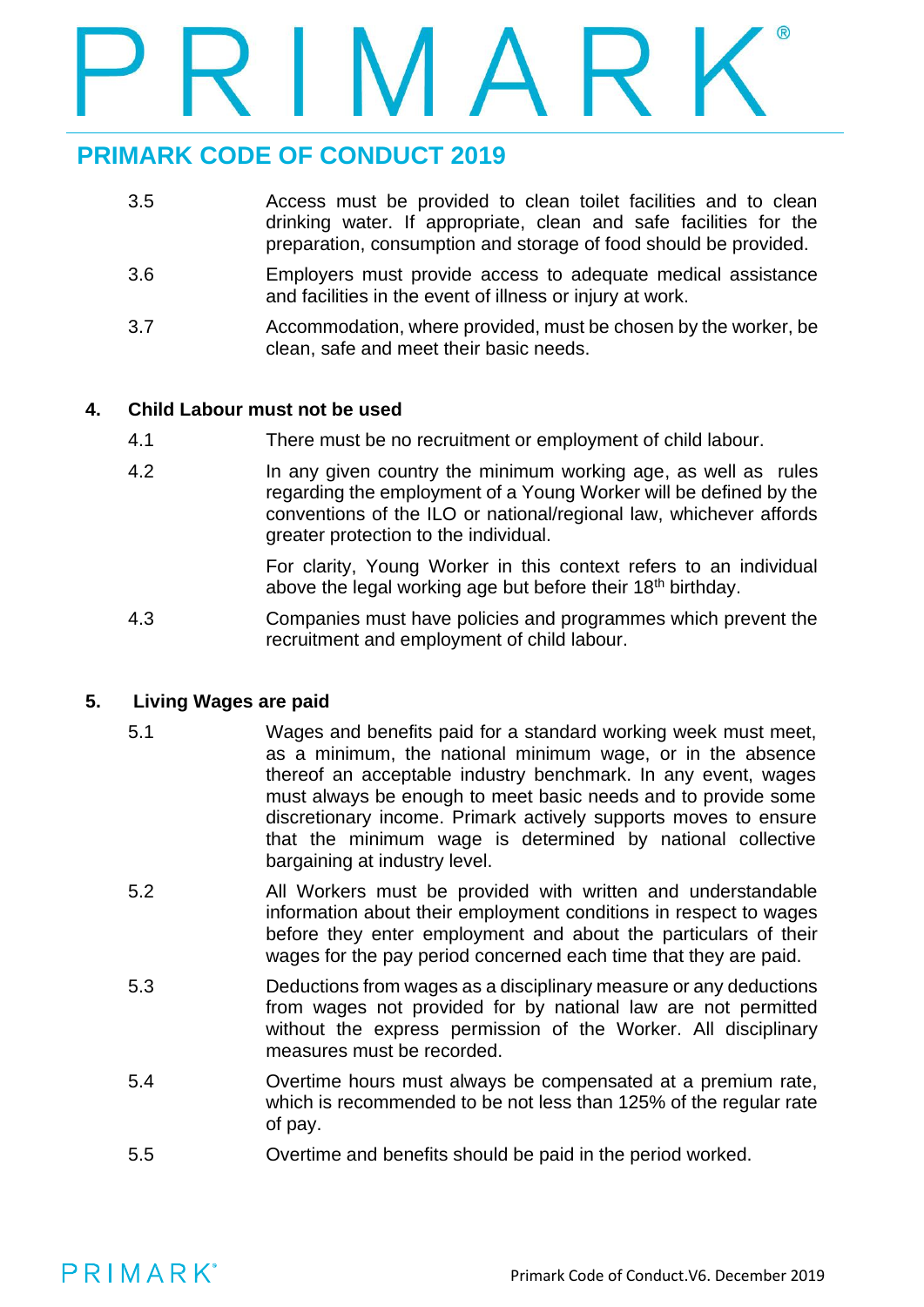| | |
|---|---|
| 3.5 | Access must be provided to clean toilet facilities and to clean drinking water. If appropriate, clean and safe facilities for the preparation, consumption and storage of food should be provided. |
| 3.6 | Employers must provide access to adequate medical assistance and facilities in the event of illness or injury at work. |
| 3.7 | Accommodation, where provided, must be chosen by the worker, be clean, safe and meet their basic needs. |

## 4. Child Labour must not be used

| | |
|---|---|
| 4.1 | There must be no recruitment or employment of child labour. |
| 4.2 | In any given country the minimum working age, as well as rules regarding the employment of a Young Worker will be defined by the conventions of the ILO or national/regional law, whichever affords greater protection to the individual.<br><br>For clarity, Young Worker in this context refers to an individual above the legal working age but before their 18th birthday. |
| 4.3 | Companies must have policies and programmes which prevent the recruitment and employment of child labour. |

## 5. Living Wages are paid

| | |
|---|---|
| 5.1 | Wages and benefits paid for a standard working week must meet, as a minimum, the national minimum wage, or in the absence thereof an acceptable industry benchmark. In any event, wages must always be enough to meet basic needs and to provide some discretionary income. Primark actively supports moves to ensure that the minimum wage is determined by national collective bargaining at industry level. |
| 5.2 | All Workers must be provided with written and understandable information about their employment conditions in respect to wages before they enter employment and about the particulars of their wages for the pay period concerned each time that they are paid. |
| 5.3 | Deductions from wages as a disciplinary measure or any deductions from wages not provided for by national law are not permitted without the express permission of the Worker. All disciplinary measures must be recorded. |
| 5.4 | Overtime hours must always be compensated at a premium rate, which is recommended to be not less than 125% of the regular rate of pay. |
| 5.5 | Overtime and benefits should be paid in the period worked. |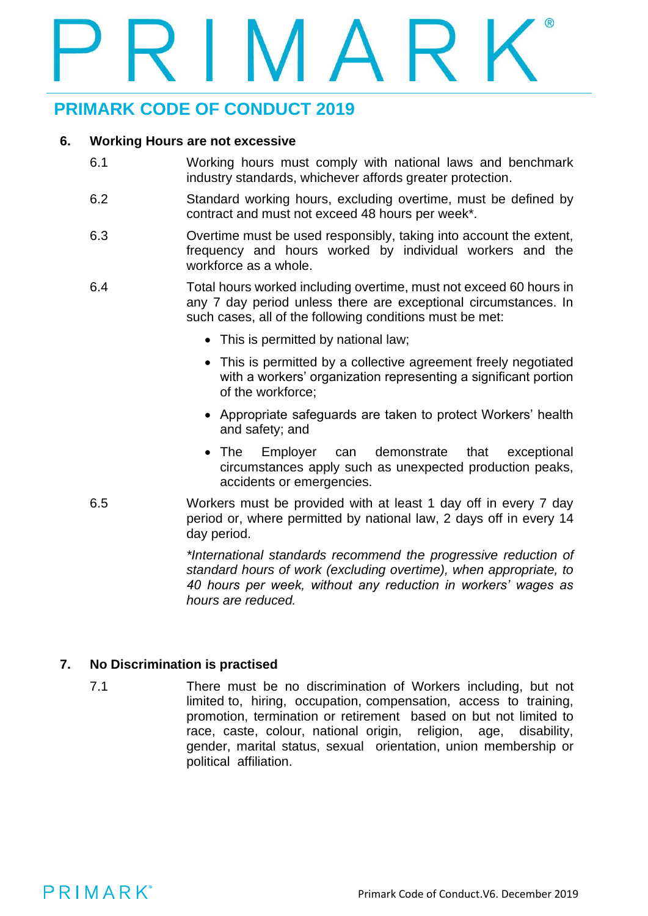## PRIMARK CODE OF CONDUCT 2019

### 6. Working Hours are not excessive

6.1 Working hours must comply with national laws and benchmark industry standards, whichever affords greater protection.

6.2 Standard working hours, excluding overtime, must be defined by contract and must not exceed 48 hours per week*.

6.3 Overtime must be used responsibly, taking into account the extent, frequency and hours worked by individual workers and the workforce as a whole.

6.4 Total hours worked including overtime, must not exceed 60 hours in any 7 day period unless there are exceptional circumstances. In such cases, all of the following conditions must be met:

- This is permitted by national law;
- This is permitted by a collective agreement freely negotiated with a workers' organization representing a significant portion of the workforce;
- Appropriate safeguards are taken to protect Workers' health and safety; and
- The Employer can demonstrate that exceptional circumstances apply such as unexpected production peaks, accidents or emergencies.

6.5 Workers must be provided with at least 1 day off in every 7 day period or, where permitted by national law, 2 days off in every 14 day period.

*\*International standards recommend the progressive reduction of standard hours of work (excluding overtime), when appropriate, to 40 hours per week, without any reduction in workers' wages as hours are reduced.*

### 7. No Discrimination is practised

7.1 There must be no discrimination of Workers including, but not limited to, hiring, occupation, compensation, access to training, promotion, termination or retirement based on but not limited to race, caste, colour, national origin, religion, age, disability, gender, marital status, sexual orientation, union membership or political affiliation.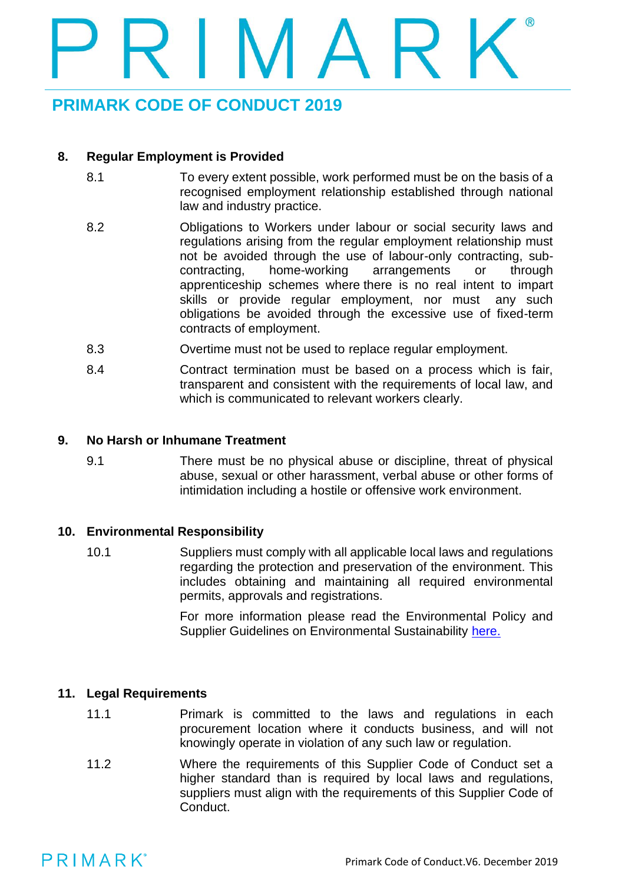## 8. Regular Employment is Provided

8.1 To every extent possible, work performed must be on the basis of a recognised employment relationship established through national law and industry practice.

8.2 Obligations to Workers under labour or social security laws and regulations arising from the regular employment relationship must not be avoided through the use of labour-only contracting, sub-contracting, home-working arrangements or through apprenticeship schemes where there is no real intent to impart skills or provide regular employment, nor must any such obligations be avoided through the excessive use of fixed-term contracts of employment.

8.3 Overtime must not be used to replace regular employment.

8.4 Contract termination must be based on a process which is fair, transparent and consistent with the requirements of local law, and which is communicated to relevant workers clearly.

## 9. No Harsh or Inhumane Treatment

9.1 There must be no physical abuse or discipline, threat of physical abuse, sexual or other harassment, verbal abuse or other forms of intimidation including a hostile or offensive work environment.

## 10. Environmental Responsibility

10.1 Suppliers must comply with all applicable local laws and regulations regarding the protection and preservation of the environment. This includes obtaining and maintaining all required environmental permits, approvals and registrations.

For more information please read the Environmental Policy and Supplier Guidelines on Environmental Sustainability here.

## 11. Legal Requirements

11.1 Primark is committed to the laws and regulations in each procurement location where it conducts business, and will not knowingly operate in violation of any such law or regulation.

11.2 Where the requirements of this Supplier Code of Conduct set a higher standard than is required by local laws and regulations, suppliers must align with the requirements of this Supplier Code of Conduct.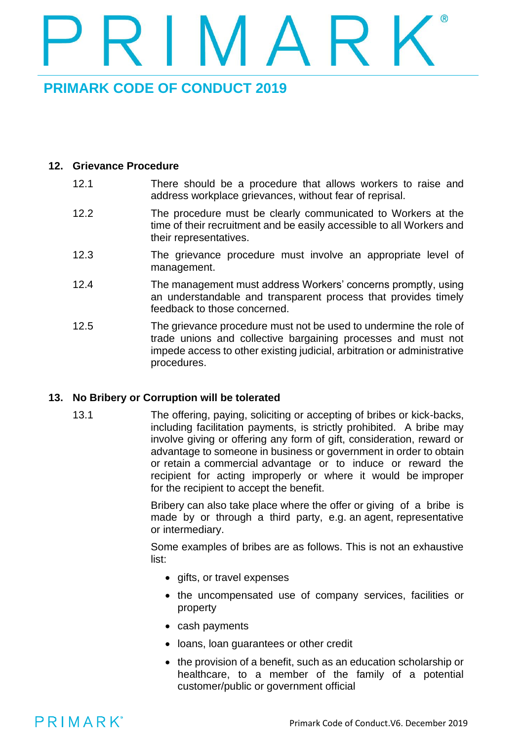## 12. Grievance Procedure

12.1 There should be a procedure that allows workers to raise and address workplace grievances, without fear of reprisal.

12.2 The procedure must be clearly communicated to Workers at the time of their recruitment and be easily accessible to all Workers and their representatives.

12.3 The grievance procedure must involve an appropriate level of management.

12.4 The management must address Workers' concerns promptly, using an understandable and transparent process that provides timely feedback to those concerned.

12.5 The grievance procedure must not be used to undermine the role of trade unions and collective bargaining processes and must not impede access to other existing judicial, arbitration or administrative procedures.

## 13. No Bribery or Corruption will be tolerated

13.1 The offering, paying, soliciting or accepting of bribes or kick-backs, including facilitation payments, is strictly prohibited. A bribe may involve giving or offering any form of gift, consideration, reward or advantage to someone in business or government in order to obtain or retain a commercial advantage or to induce or reward the recipient for acting improperly or where it would be improper for the recipient to accept the benefit.

Bribery can also take place where the offer or giving of a bribe is made by or through a third party, e.g. an agent, representative or intermediary.

Some examples of bribes are as follows. This is not an exhaustive list:

- gifts, or travel expenses
- the uncompensated use of company services, facilities or property
- cash payments
- loans, loan guarantees or other credit
- the provision of a benefit, such as an education scholarship or healthcare, to a member of the family of a potential customer/public or government official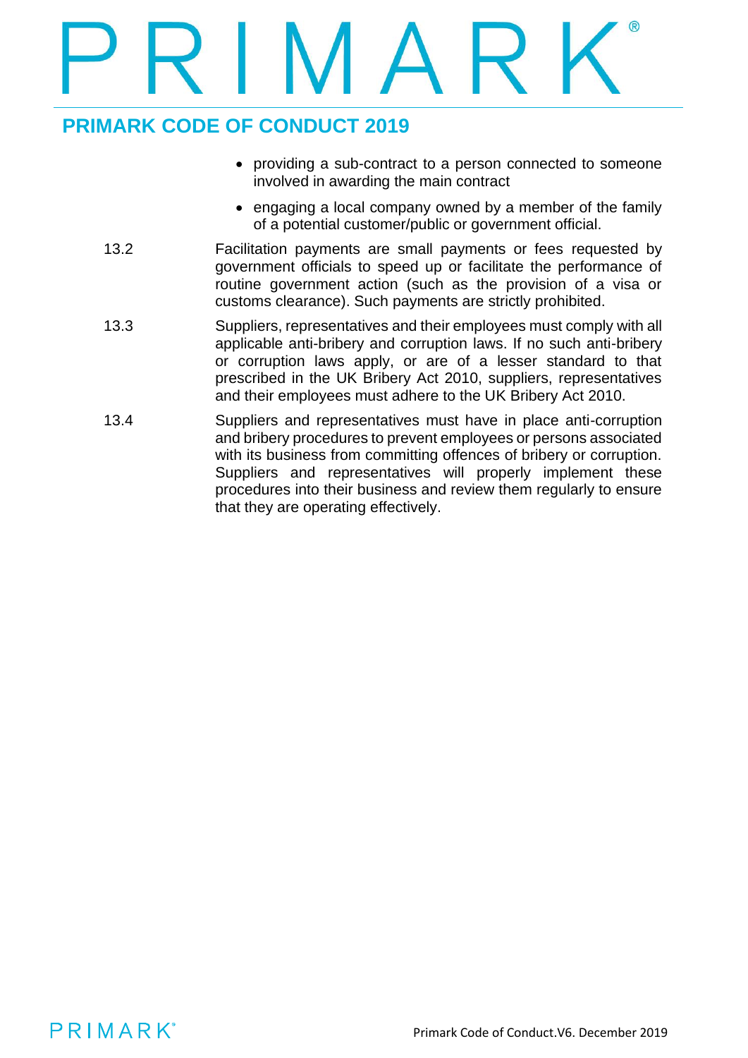- providing a sub-contract to a person connected to someone involved in awarding the main contract
- engaging a local company owned by a member of the family of a potential customer/public or government official.

13.2 Facilitation payments are small payments or fees requested by government officials to speed up or facilitate the performance of routine government action (such as the provision of a visa or customs clearance). Such payments are strictly prohibited.

13.3 Suppliers, representatives and their employees must comply with all applicable anti-bribery and corruption laws. If no such anti-bribery or corruption laws apply, or are of a lesser standard to that prescribed in the UK Bribery Act 2010, suppliers, representatives and their employees must adhere to the UK Bribery Act 2010.

13.4 Suppliers and representatives must have in place anti-corruption and bribery procedures to prevent employees or persons associated with its business from committing offences of bribery or corruption. Suppliers and representatives will properly implement these procedures into their business and review them regularly to ensure that they are operating effectively.